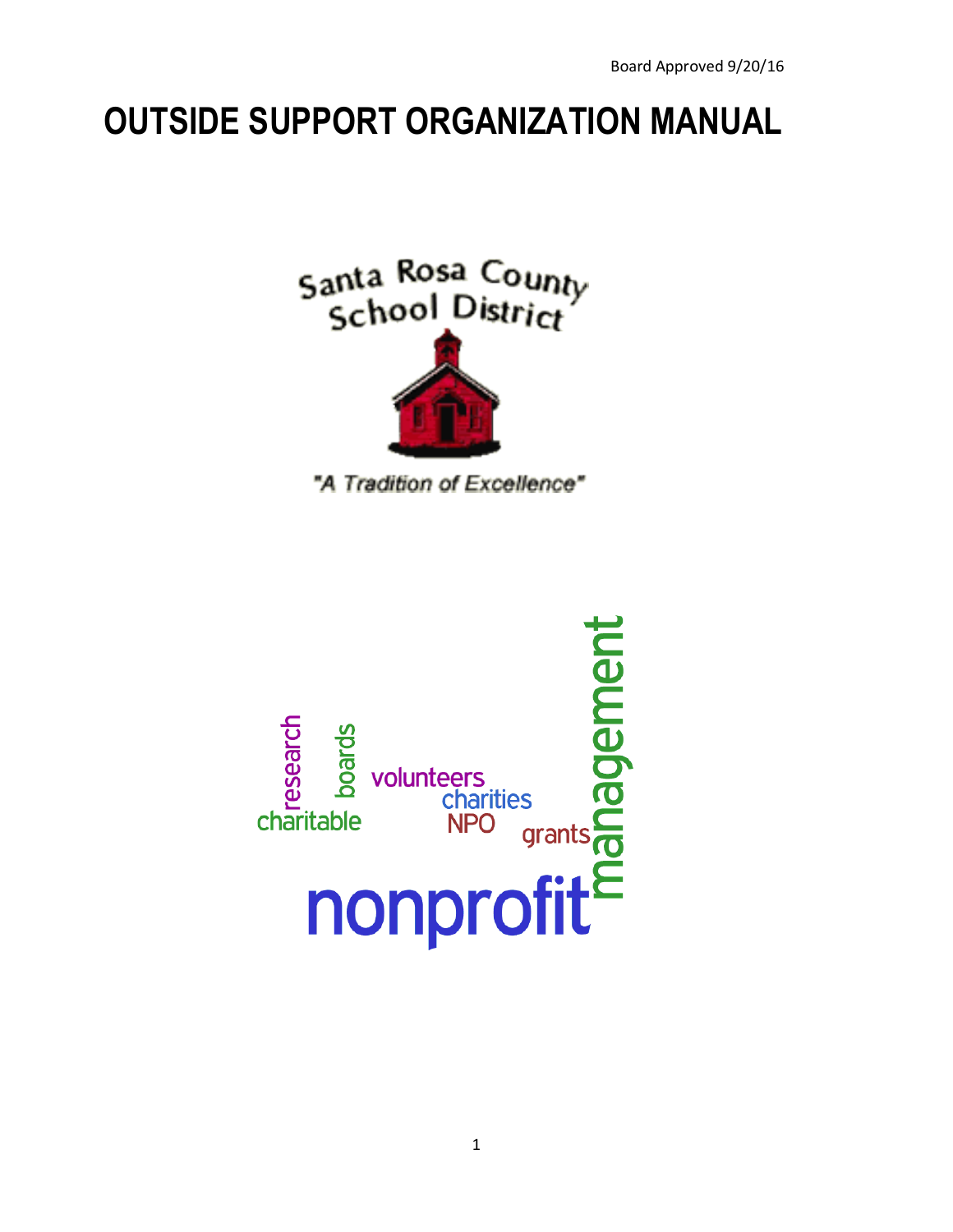Board Approved 9/20/16

# OUTSIDE SUPPORT ORGANIZATION MANUAL

Santa Rosa County School District

"A Tradition of Excellence"

research boards volunteers charities charitable NPO grants management nonprofit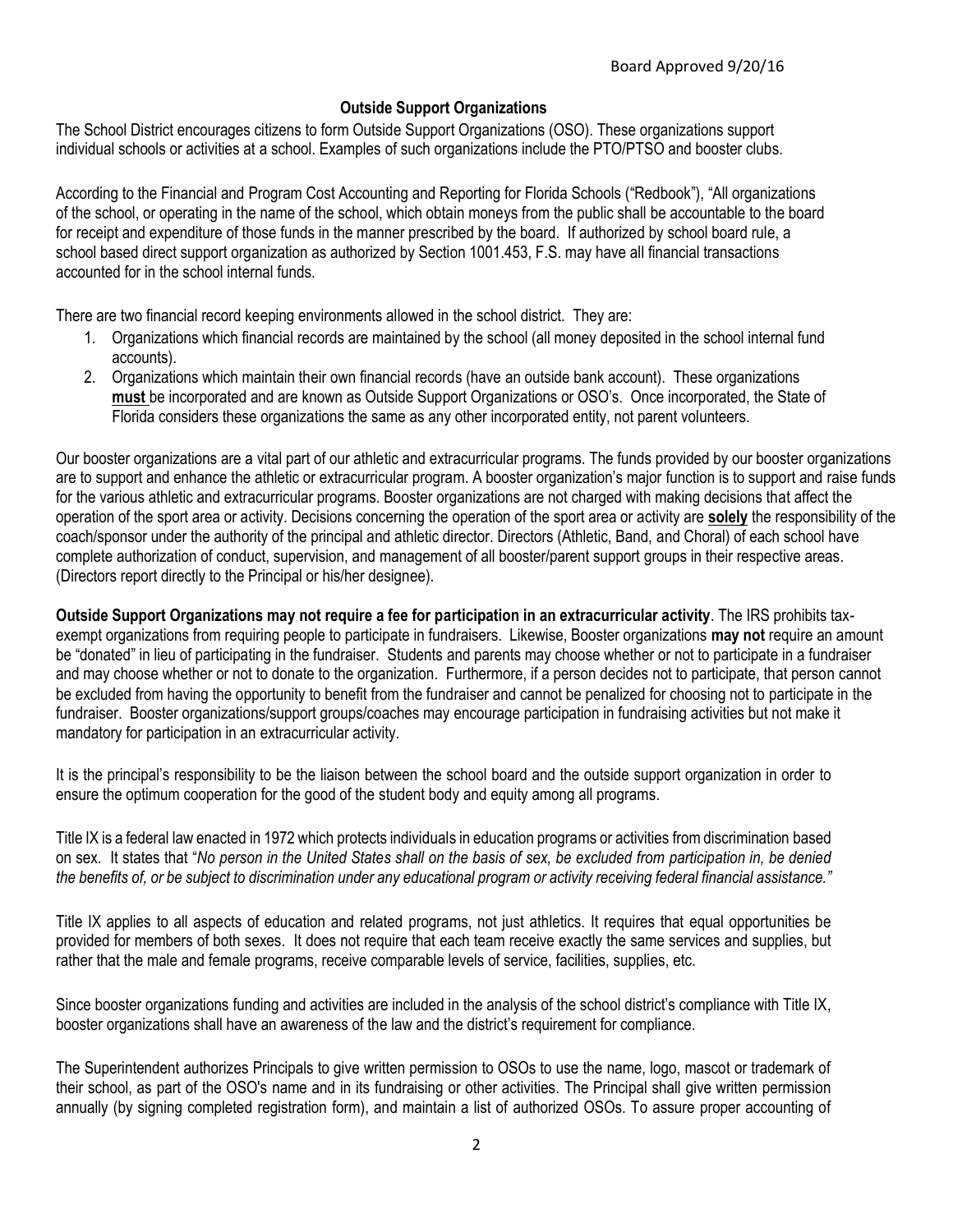Board Approved 9/20/16

## Outside Support Organizations

The School District encourages citizens to form Outside Support Organizations (OSO). These organizations support individual schools or activities at a school. Examples of such organizations include the PTO/PTSO and booster clubs.

According to the Financial and Program Cost Accounting and Reporting for Florida Schools ("Redbook"), "All organizations of the school, or operating in the name of the school, which obtain moneys from the public shall be accountable to the board for receipt and expenditure of those funds in the manner prescribed by the board. If authorized by school board rule, a school based direct support organization as authorized by Section 1001.453, F.S. may have all financial transactions accounted for in the school internal funds.

There are two financial record keeping environments allowed in the school district. They are:

1. Organizations which financial records are maintained by the school (all money deposited in the school internal fund accounts).
2. Organizations which maintain their own financial records (have an outside bank account). These organizations **must** be incorporated and are known as Outside Support Organizations or OSO's. Once incorporated, the State of Florida considers these organizations the same as any other incorporated entity, not parent volunteers.

Our booster organizations are a vital part of our athletic and extracurricular programs. The funds provided by our booster organizations are to support and enhance the athletic or extracurricular program. A booster organization's major function is to support and raise funds for the various athletic and extracurricular programs. Booster organizations are not charged with making decisions that affect the operation of the sport area or activity. Decisions concerning the operation of the sport area or activity are **solely** the responsibility of the coach/sponsor under the authority of the principal and athletic director. Directors (Athletic, Band, and Choral) of each school have complete authorization of conduct, supervision, and management of all booster/parent support groups in their respective areas. (Directors report directly to the Principal or his/her designee).

**Outside Support Organizations may not require a fee for participation in an extracurricular activity**. The IRS prohibits tax-exempt organizations from requiring people to participate in fundraisers. Likewise, Booster organizations **may not** require an amount be "donated" in lieu of participating in the fundraiser. Students and parents may choose whether or not to participate in a fundraiser and may choose whether or not to donate to the organization. Furthermore, if a person decides not to participate, that person cannot be excluded from having the opportunity to benefit from the fundraiser and cannot be penalized for choosing not to participate in the fundraiser. Booster organizations/support groups/coaches may encourage participation in fundraising activities but not make it mandatory for participation in an extracurricular activity.

It is the principal's responsibility to be the liaison between the school board and the outside support organization in order to ensure the optimum cooperation for the good of the student body and equity among all programs.

Title IX is a federal law enacted in 1972 which protects individuals in education programs or activities from discrimination based on sex. It states that "*No person in the United States shall on the basis of sex, be excluded from participation in, be denied the benefits of, or be subject to discrimination under any educational program or activity receiving federal financial assistance."*

Title IX applies to all aspects of education and related programs, not just athletics. It requires that equal opportunities be provided for members of both sexes. It does not require that each team receive exactly the same services and supplies, but rather that the male and female programs, receive comparable levels of service, facilities, supplies, etc.

Since booster organizations funding and activities are included in the analysis of the school district's compliance with Title IX, booster organizations shall have an awareness of the law and the district's requirement for compliance.

The Superintendent authorizes Principals to give written permission to OSOs to use the name, logo, mascot or trademark of their school, as part of the OSO's name and in its fundraising or other activities. The Principal shall give written permission annually (by signing completed registration form), and maintain a list of authorized OSOs. To assure proper accounting of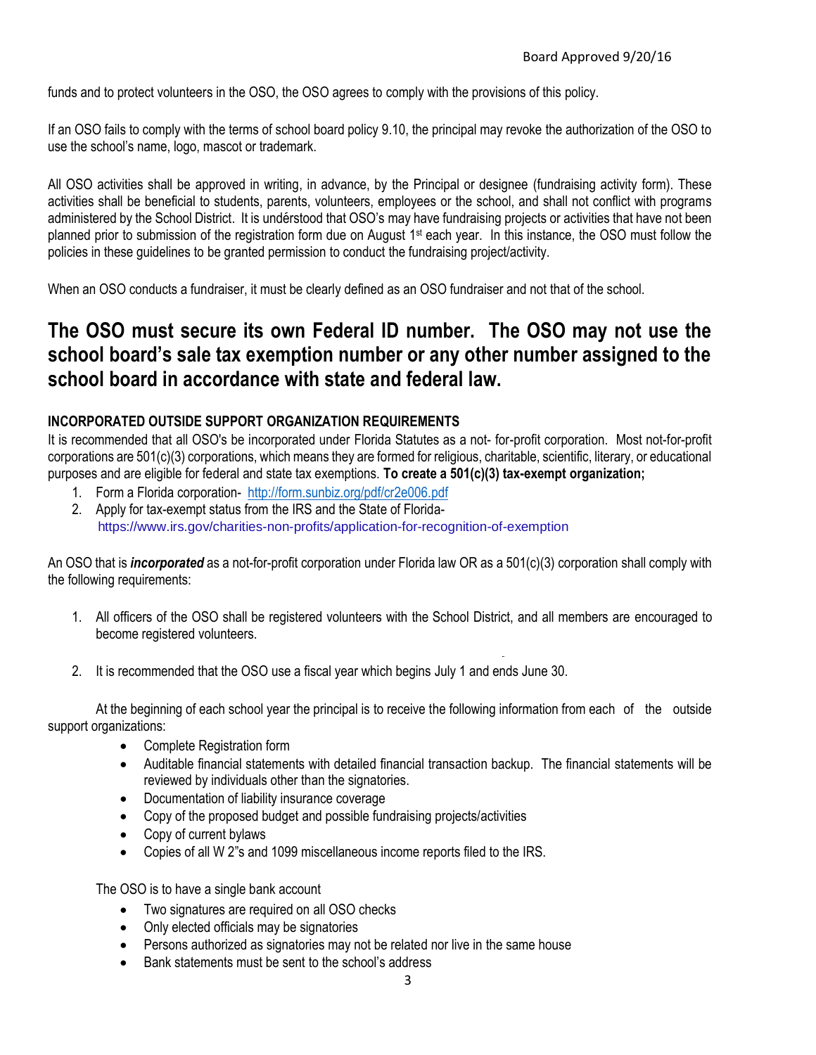funds and to protect volunteers in the OSO, the OSO agrees to comply with the provisions of this policy.

If an OSO fails to comply with the terms of school board policy 9.10, the principal may revoke the authorization of the OSO to use the school's name, logo, mascot or trademark.

All OSO activities shall be approved in writing, in advance, by the Principal or designee (fundraising activity form). These activities shall be beneficial to students, parents, volunteers, employees or the school, and shall not conflict with programs administered by the School District. It is understood that OSO's may have fundraising projects or activities that have not been planned prior to submission of the registration form due on August 1st each year. In this instance, the OSO must follow the policies in these guidelines to be granted permission to conduct the fundraising project/activity.

When an OSO conducts a fundraiser, it must be clearly defined as an OSO fundraiser and not that of the school.

## The OSO must secure its own Federal ID number. The OSO may not use the school board's sale tax exemption number or any other number assigned to the school board in accordance with state and federal law.

**INCORPORATED OUTSIDE SUPPORT ORGANIZATION REQUIREMENTS**

It is recommended that all OSO's be incorporated under Florida Statutes as a not- for-profit corporation. Most not-for-profit corporations are 501(c)(3) corporations, which means they are formed for religious, charitable, scientific, literary, or educational purposes and are eligible for federal and state tax exemptions. **To create a 501(c)(3) tax-exempt organization;**

1. Form a Florida corporation- http://form.sunbiz.org/pdf/cr2e006.pdf
2. Apply for tax-exempt status from the IRS and the State of Florida- https://www.irs.gov/charities-non-profits/application-for-recognition-of-exemption

An OSO that is ***incorporated*** as a not-for-profit corporation under Florida law OR as a 501(c)(3) corporation shall comply with the following requirements:

1. All officers of the OSO shall be registered volunteers with the School District, and all members are encouraged to become registered volunteers.

2. It is recommended that the OSO use a fiscal year which begins July 1 and ends June 30.

At the beginning of each school year the principal is to receive the following information from each of the outside support organizations:

- Complete Registration form
- Auditable financial statements with detailed financial transaction backup. The financial statements will be reviewed by individuals other than the signatories.
- Documentation of liability insurance coverage
- Copy of the proposed budget and possible fundraising projects/activities
- Copy of current bylaws
- Copies of all W 2"s and 1099 miscellaneous income reports filed to the IRS.

The OSO is to have a single bank account

- Two signatures are required on all OSO checks
- Only elected officials may be signatories
- Persons authorized as signatories may not be related nor live in the same house
- Bank statements must be sent to the school's address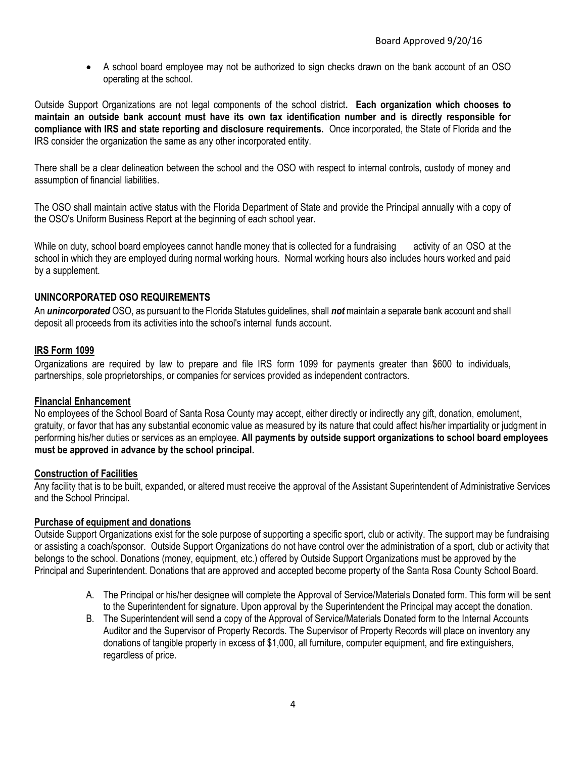- A school board employee may not be authorized to sign checks drawn on the bank account of an OSO operating at the school.

Outside Support Organizations are not legal components of the school district**. Each organization which chooses to maintain an outside bank account must have its own tax identification number and is directly responsible for compliance with IRS and state reporting and disclosure requirements.** Once incorporated, the State of Florida and the IRS consider the organization the same as any other incorporated entity.

There shall be a clear delineation between the school and the OSO with respect to internal controls, custody of money and assumption of financial liabilities.

The OSO shall maintain active status with the Florida Department of State and provide the Principal annually with a copy of the OSO's Uniform Business Report at the beginning of each school year.

While on duty, school board employees cannot handle money that is collected for a fundraising activity of an OSO at the school in which they are employed during normal working hours. Normal working hours also includes hours worked and paid by a supplement.

**UNINCORPORATED OSO REQUIREMENTS**

An ***unincorporated*** OSO, as pursuant to the Florida Statutes guidelines, shall ***not*** maintain a separate bank account and shall deposit all proceeds from its activities into the school's internal funds account.

**IRS Form 1099**

Organizations are required by law to prepare and file IRS form 1099 for payments greater than $600 to individuals, partnerships, sole proprietorships, or companies for services provided as independent contractors.

**Financial Enhancement**

No employees of the School Board of Santa Rosa County may accept, either directly or indirectly any gift, donation, emolument, gratuity, or favor that has any substantial economic value as measured by its nature that could affect his/her impartiality or judgment in performing his/her duties or services as an employee. **All payments by outside support organizations to school board employees must be approved in advance by the school principal.**

**Construction of Facilities**

Any facility that is to be built, expanded, or altered must receive the approval of the Assistant Superintendent of Administrative Services and the School Principal.

**Purchase of equipment and donations**

Outside Support Organizations exist for the sole purpose of supporting a specific sport, club or activity. The support may be fundraising or assisting a coach/sponsor. Outside Support Organizations do not have control over the administration of a sport, club or activity that belongs to the school. Donations (money, equipment, etc.) offered by Outside Support Organizations must be approved by the Principal and Superintendent. Donations that are approved and accepted become property of the Santa Rosa County School Board.

A. The Principal or his/her designee will complete the Approval of Service/Materials Donated form. This form will be sent to the Superintendent for signature. Upon approval by the Superintendent the Principal may accept the donation.

B. The Superintendent will send a copy of the Approval of Service/Materials Donated form to the Internal Accounts Auditor and the Supervisor of Property Records. The Supervisor of Property Records will place on inventory any donations of tangible property in excess of $1,000, all furniture, computer equipment, and fire extinguishers, regardless of price.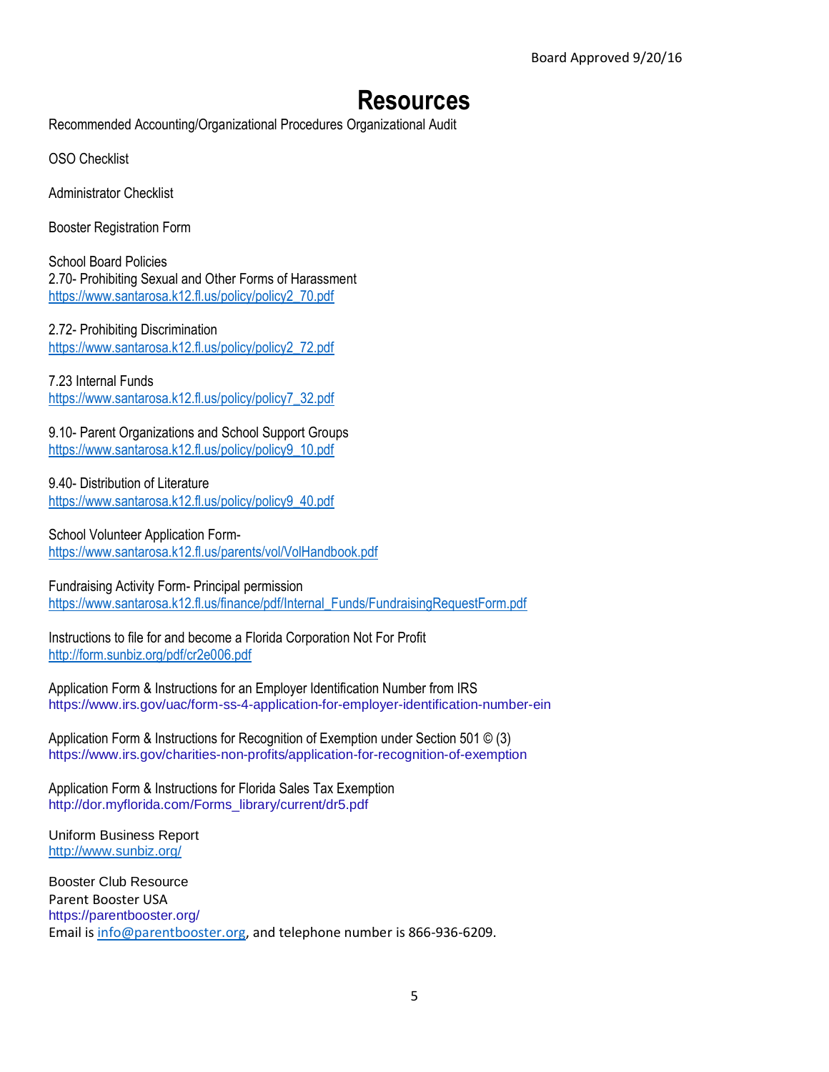Board Approved 9/20/16

# Resources

Recommended Accounting/Organizational Procedures Organizational Audit

OSO Checklist

Administrator Checklist

Booster Registration Form

School Board Policies
2.70- Prohibiting Sexual and Other Forms of Harassment
https://www.santarosa.k12.fl.us/policy/policy2_70.pdf

2.72- Prohibiting Discrimination
https://www.santarosa.k12.fl.us/policy/policy2_72.pdf

7.23 Internal Funds
https://www.santarosa.k12.fl.us/policy/policy7_32.pdf

9.10- Parent Organizations and School Support Groups
https://www.santarosa.k12.fl.us/policy/policy9_10.pdf

9.40- Distribution of Literature
https://www.santarosa.k12.fl.us/policy/policy9_40.pdf

School Volunteer Application Form-
https://www.santarosa.k12.fl.us/parents/vol/VolHandbook.pdf

Fundraising Activity Form- Principal permission
https://www.santarosa.k12.fl.us/finance/pdf/Internal_Funds/FundraisingRequestForm.pdf

Instructions to file for and become a Florida Corporation Not For Profit
http://form.sunbiz.org/pdf/cr2e006.pdf

Application Form & Instructions for an Employer Identification Number from IRS
https://www.irs.gov/uac/form-ss-4-application-for-employer-identification-number-ein

Application Form & Instructions for Recognition of Exemption under Section 501 © (3)
https://www.irs.gov/charities-non-profits/application-for-recognition-of-exemption

Application Form & Instructions for Florida Sales Tax Exemption
http://dor.myflorida.com/Forms_library/current/dr5.pdf

Uniform Business Report
http://www.sunbiz.org/

Booster Club Resource
Parent Booster USA
https://parentbooster.org/
Email is info@parentbooster.org, and telephone number is 866-936-6209.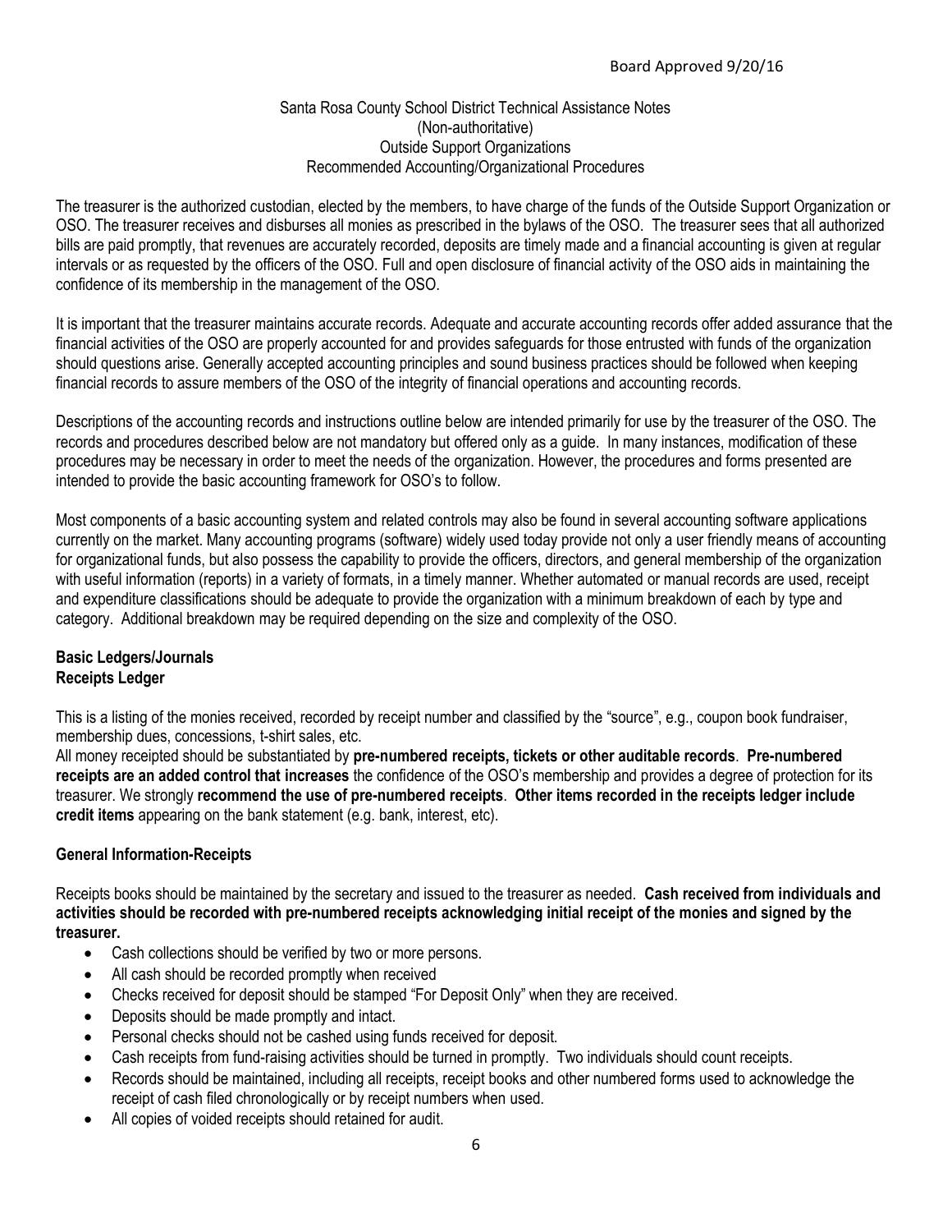Board Approved 9/20/16

Santa Rosa County School District Technical Assistance Notes
(Non-authoritative)
Outside Support Organizations
Recommended Accounting/Organizational Procedures

The treasurer is the authorized custodian, elected by the members, to have charge of the funds of the Outside Support Organization or OSO. The treasurer receives and disburses all monies as prescribed in the bylaws of the OSO. The treasurer sees that all authorized bills are paid promptly, that revenues are accurately recorded, deposits are timely made and a financial accounting is given at regular intervals or as requested by the officers of the OSO. Full and open disclosure of financial activity of the OSO aids in maintaining the confidence of its membership in the management of the OSO.

It is important that the treasurer maintains accurate records. Adequate and accurate accounting records offer added assurance that the financial activities of the OSO are properly accounted for and provides safeguards for those entrusted with funds of the organization should questions arise. Generally accepted accounting principles and sound business practices should be followed when keeping financial records to assure members of the OSO of the integrity of financial operations and accounting records.

Descriptions of the accounting records and instructions outline below are intended primarily for use by the treasurer of the OSO. The records and procedures described below are not mandatory but offered only as a guide. In many instances, modification of these procedures may be necessary in order to meet the needs of the organization. However, the procedures and forms presented are intended to provide the basic accounting framework for OSO's to follow.

Most components of a basic accounting system and related controls may also be found in several accounting software applications currently on the market. Many accounting programs (software) widely used today provide not only a user friendly means of accounting for organizational funds, but also possess the capability to provide the officers, directors, and general membership of the organization with useful information (reports) in a variety of formats, in a timely manner. Whether automated or manual records are used, receipt and expenditure classifications should be adequate to provide the organization with a minimum breakdown of each by type and category. Additional breakdown may be required depending on the size and complexity of the OSO.

**Basic Ledgers/Journals**
**Receipts Ledger**

This is a listing of the monies received, recorded by receipt number and classified by the "source", e.g., coupon book fundraiser, membership dues, concessions, t-shirt sales, etc.
All money receipted should be substantiated by **pre-numbered receipts, tickets or other auditable records**. **Pre-numbered receipts are an added control that increases** the confidence of the OSO's membership and provides a degree of protection for its treasurer. We strongly **recommend the use of pre-numbered receipts**. **Other items recorded in the receipts ledger include credit items** appearing on the bank statement (e.g. bank, interest, etc).

**General Information-Receipts**

Receipts books should be maintained by the secretary and issued to the treasurer as needed. **Cash received from individuals and activities should be recorded with pre-numbered receipts acknowledging initial receipt of the monies and signed by the treasurer.**

- Cash collections should be verified by two or more persons.
- All cash should be recorded promptly when received
- Checks received for deposit should be stamped "For Deposit Only" when they are received.
- Deposits should be made promptly and intact.
- Personal checks should not be cashed using funds received for deposit.
- Cash receipts from fund-raising activities should be turned in promptly. Two individuals should count receipts.
- Records should be maintained, including all receipts, receipt books and other numbered forms used to acknowledge the receipt of cash filed chronologically or by receipt numbers when used.
- All copies of voided receipts should retained for audit.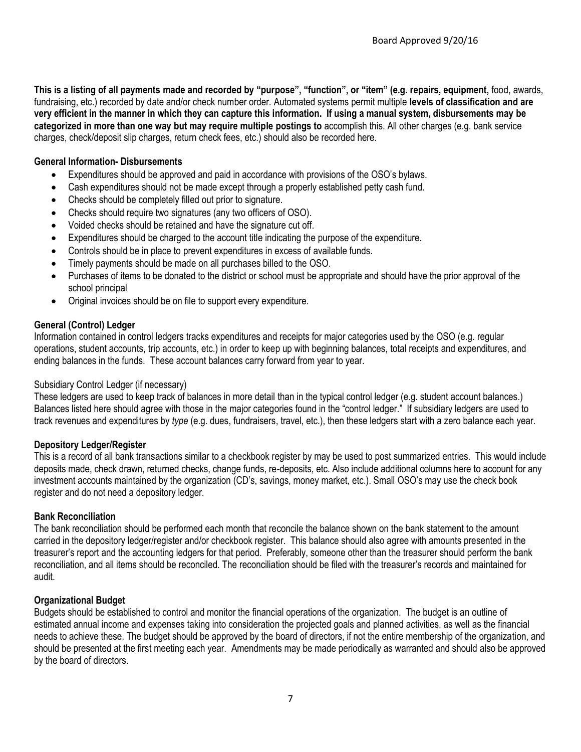**This is a listing of all payments made and recorded by "purpose", "function", or "item" (e.g. repairs, equipment,** food, awards, fundraising, etc.) recorded by date and/or check number order. Automated systems permit multiple **levels of classification and are very efficient in the manner in which they can capture this information. If using a manual system, disbursements may be categorized in more than one way but may require multiple postings to** accomplish this. All other charges (e.g. bank service charges, check/deposit slip charges, return check fees, etc.) should also be recorded here.

**General Information- Disbursements**

- Expenditures should be approved and paid in accordance with provisions of the OSO's bylaws.
- Cash expenditures should not be made except through a properly established petty cash fund.
- Checks should be completely filled out prior to signature.
- Checks should require two signatures (any two officers of OSO).
- Voided checks should be retained and have the signature cut off.
- Expenditures should be charged to the account title indicating the purpose of the expenditure.
- Controls should be in place to prevent expenditures in excess of available funds.
- Timely payments should be made on all purchases billed to the OSO.
- Purchases of items to be donated to the district or school must be appropriate and should have the prior approval of the school principal
- Original invoices should be on file to support every expenditure.

**General (Control) Ledger**

Information contained in control ledgers tracks expenditures and receipts for major categories used by the OSO (e.g. regular operations, student accounts, trip accounts, etc.) in order to keep up with beginning balances, total receipts and expenditures, and ending balances in the funds. These account balances carry forward from year to year.

Subsidiary Control Ledger (if necessary)

These ledgers are used to keep track of balances in more detail than in the typical control ledger (e.g. student account balances.) Balances listed here should agree with those in the major categories found in the "control ledger." If subsidiary ledgers are used to track revenues and expenditures by *type* (e.g. dues, fundraisers, travel, etc.), then these ledgers start with a zero balance each year.

**Depository Ledger/Register**

This is a record of all bank transactions similar to a checkbook register by may be used to post summarized entries. This would include deposits made, check drawn, returned checks, change funds, re-deposits, etc. Also include additional columns here to account for any investment accounts maintained by the organization (CD's, savings, money market, etc.). Small OSO's may use the check book register and do not need a depository ledger.

**Bank Reconciliation**

The bank reconciliation should be performed each month that reconcile the balance shown on the bank statement to the amount carried in the depository ledger/register and/or checkbook register. This balance should also agree with amounts presented in the treasurer's report and the accounting ledgers for that period. Preferably, someone other than the treasurer should perform the bank reconciliation, and all items should be reconciled. The reconciliation should be filed with the treasurer's records and maintained for audit.

**Organizational Budget**

Budgets should be established to control and monitor the financial operations of the organization. The budget is an outline of estimated annual income and expenses taking into consideration the projected goals and planned activities, as well as the financial needs to achieve these. The budget should be approved by the board of directors, if not the entire membership of the organization, and should be presented at the first meeting each year. Amendments may be made periodically as warranted and should also be approved by the board of directors.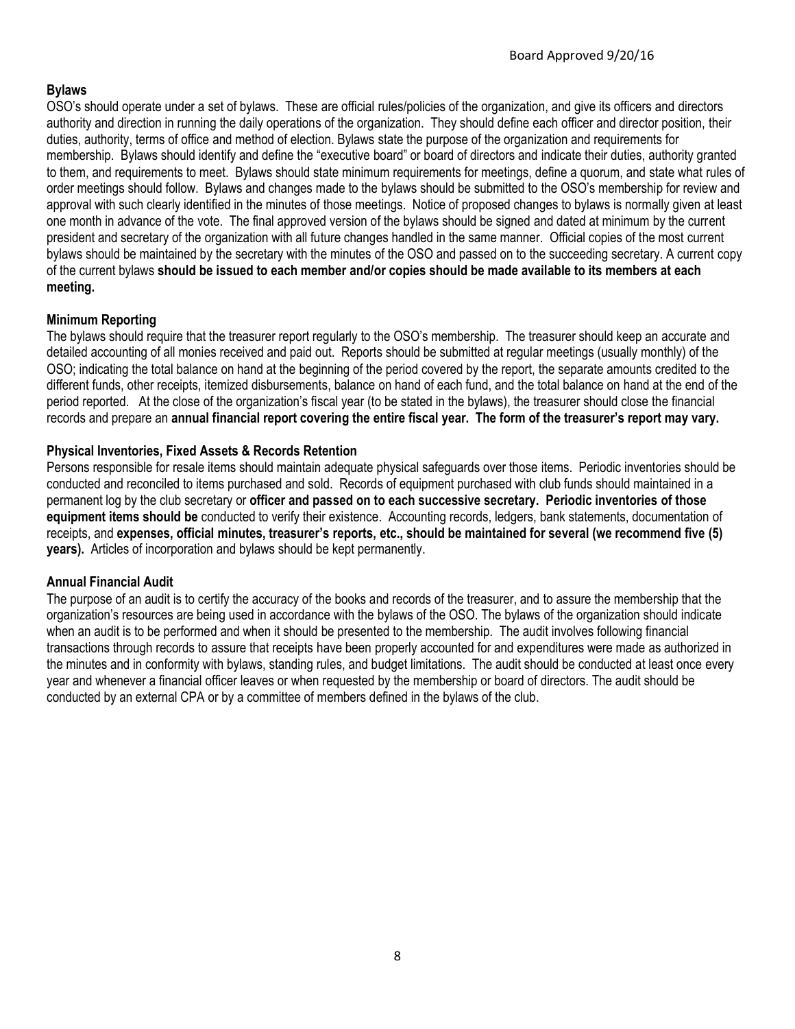Board Approved 9/20/16

### Bylaws

OSO's should operate under a set of bylaws. These are official rules/policies of the organization, and give its officers and directors authority and direction in running the daily operations of the organization. They should define each officer and director position, their duties, authority, terms of office and method of election. Bylaws state the purpose of the organization and requirements for membership. Bylaws should identify and define the "executive board" or board of directors and indicate their duties, authority granted to them, and requirements to meet. Bylaws should state minimum requirements for meetings, define a quorum, and state what rules of order meetings should follow. Bylaws and changes made to the bylaws should be submitted to the OSO's membership for review and approval with such clearly identified in the minutes of those meetings. Notice of proposed changes to bylaws is normally given at least one month in advance of the vote. The final approved version of the bylaws should be signed and dated at minimum by the current president and secretary of the organization with all future changes handled in the same manner. Official copies of the most current bylaws should be maintained by the secretary with the minutes of the OSO and passed on to the succeeding secretary. A current copy of the current bylaws **should be issued to each member and/or copies should be made available to its members at each meeting.**

### Minimum Reporting

The bylaws should require that the treasurer report regularly to the OSO's membership. The treasurer should keep an accurate and detailed accounting of all monies received and paid out. Reports should be submitted at regular meetings (usually monthly) of the OSO; indicating the total balance on hand at the beginning of the period covered by the report, the separate amounts credited to the different funds, other receipts, itemized disbursements, balance on hand of each fund, and the total balance on hand at the end of the period reported. At the close of the organization's fiscal year (to be stated in the bylaws), the treasurer should close the financial records and prepare an **annual financial report covering the entire fiscal year. The form of the treasurer's report may vary.**

### Physical Inventories, Fixed Assets & Records Retention

Persons responsible for resale items should maintain adequate physical safeguards over those items. Periodic inventories should be conducted and reconciled to items purchased and sold. Records of equipment purchased with club funds should maintained in a permanent log by the club secretary or **officer and passed on to each successive secretary. Periodic inventories of those equipment items should be** conducted to verify their existence. Accounting records, ledgers, bank statements, documentation of receipts, and **expenses, official minutes, treasurer's reports, etc., should be maintained for several (we recommend five (5) years).** Articles of incorporation and bylaws should be kept permanently.

### Annual Financial Audit

The purpose of an audit is to certify the accuracy of the books and records of the treasurer, and to assure the membership that the organization's resources are being used in accordance with the bylaws of the OSO. The bylaws of the organization should indicate when an audit is to be performed and when it should be presented to the membership. The audit involves following financial transactions through records to assure that receipts have been properly accounted for and expenditures were made as authorized in the minutes and in conformity with bylaws, standing rules, and budget limitations. The audit should be conducted at least once every year and whenever a financial officer leaves or when requested by the membership or board of directors. The audit should be conducted by an external CPA or by a committee of members defined in the bylaws of the club.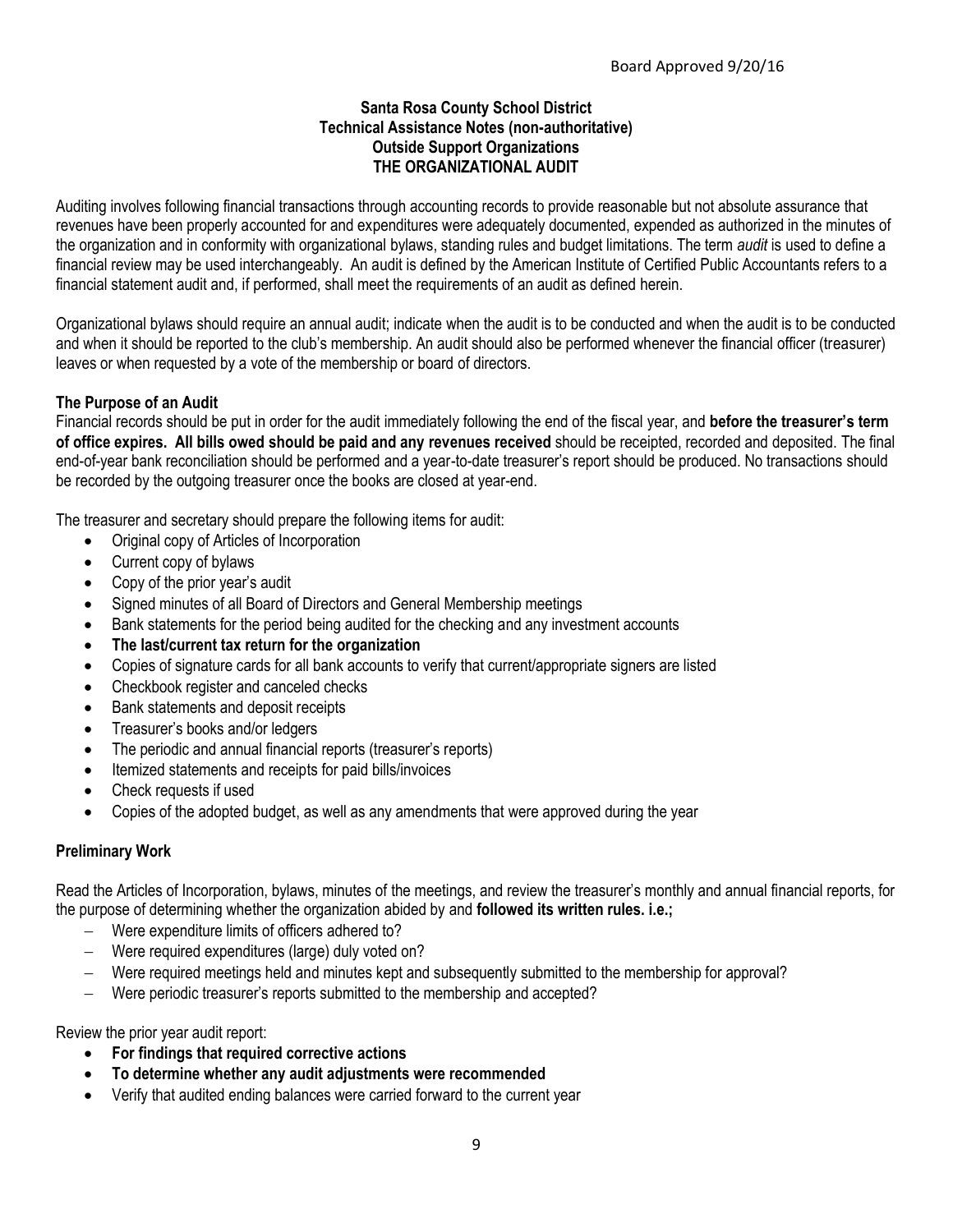Board Approved 9/20/16

**Santa Rosa County School District**
**Technical Assistance Notes (non-authoritative)**
**Outside Support Organizations**
**THE ORGANIZATIONAL AUDIT**

Auditing involves following financial transactions through accounting records to provide reasonable but not absolute assurance that revenues have been properly accounted for and expenditures were adequately documented, expended as authorized in the minutes of the organization and in conformity with organizational bylaws, standing rules and budget limitations. The term *audit* is used to define a financial review may be used interchangeably. An audit is defined by the American Institute of Certified Public Accountants refers to a financial statement audit and, if performed, shall meet the requirements of an audit as defined herein.

Organizational bylaws should require an annual audit; indicate when the audit is to be conducted and when the audit is to be conducted and when it should be reported to the club's membership. An audit should also be performed whenever the financial officer (treasurer) leaves or when requested by a vote of the membership or board of directors.

### The Purpose of an Audit

Financial records should be put in order for the audit immediately following the end of the fiscal year, and **before the treasurer's term of office expires. All bills owed should be paid and any revenues received** should be receipted, recorded and deposited. The final end-of-year bank reconciliation should be performed and a year-to-date treasurer's report should be produced. No transactions should be recorded by the outgoing treasurer once the books are closed at year-end.

The treasurer and secretary should prepare the following items for audit:

- Original copy of Articles of Incorporation
- Current copy of bylaws
- Copy of the prior year's audit
- Signed minutes of all Board of Directors and General Membership meetings
- Bank statements for the period being audited for the checking and any investment accounts
- **The last/current tax return for the organization**
- Copies of signature cards for all bank accounts to verify that current/appropriate signers are listed
- Checkbook register and canceled checks
- Bank statements and deposit receipts
- Treasurer's books and/or ledgers
- The periodic and annual financial reports (treasurer's reports)
- Itemized statements and receipts for paid bills/invoices
- Check requests if used
- Copies of the adopted budget, as well as any amendments that were approved during the year

### Preliminary Work

Read the Articles of Incorporation, bylaws, minutes of the meetings, and review the treasurer's monthly and annual financial reports, for the purpose of determining whether the organization abided by and **followed its written rules. i.e.;**

- Were expenditure limits of officers adhered to?
- Were required expenditures (large) duly voted on?
- Were required meetings held and minutes kept and subsequently submitted to the membership for approval?
- Were periodic treasurer's reports submitted to the membership and accepted?

Review the prior year audit report:

- **For findings that required corrective actions**
- **To determine whether any audit adjustments were recommended**
- Verify that audited ending balances were carried forward to the current year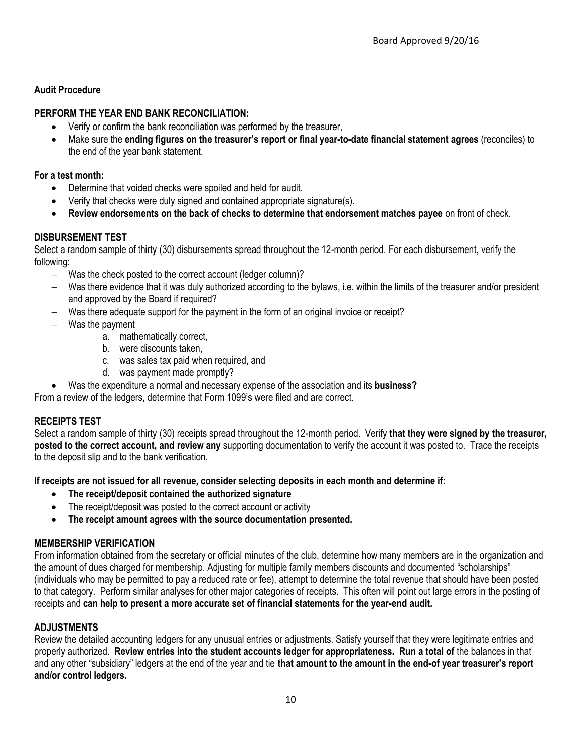## Audit Procedure

### PERFORM THE YEAR END BANK RECONCILIATION:

- Verify or confirm the bank reconciliation was performed by the treasurer,
- Make sure the **ending figures on the treasurer's report or final year-to-date financial statement agrees** (reconciles) to the end of the year bank statement.

**For a test month:**

- Determine that voided checks were spoiled and held for audit.
- Verify that checks were duly signed and contained appropriate signature(s).
- **Review endorsements on the back of checks to determine that endorsement matches payee** on front of check.

### DISBURSEMENT TEST

Select a random sample of thirty (30) disbursements spread throughout the 12-month period. For each disbursement, verify the following:

- Was the check posted to the correct account (ledger column)?
- Was there evidence that it was duly authorized according to the bylaws, i.e. within the limits of the treasurer and/or president and approved by the Board if required?
- Was there adequate support for the payment in the form of an original invoice or receipt?
- Was the payment
  a. mathematically correct,
  b. were discounts taken,
  c. was sales tax paid when required, and
  d. was payment made promptly?
- Was the expenditure a normal and necessary expense of the association and its **business?**

From a review of the ledgers, determine that Form 1099's were filed and are correct.

### RECEIPTS TEST

Select a random sample of thirty (30) receipts spread throughout the 12-month period. Verify **that they were signed by the treasurer, posted to the correct account, and review any** supporting documentation to verify the account it was posted to. Trace the receipts to the deposit slip and to the bank verification.

**If receipts are not issued for all revenue, consider selecting deposits in each month and determine if:**

- **The receipt/deposit contained the authorized signature**
- The receipt/deposit was posted to the correct account or activity
- **The receipt amount agrees with the source documentation presented.**

### MEMBERSHIP VERIFICATION

From information obtained from the secretary or official minutes of the club, determine how many members are in the organization and the amount of dues charged for membership. Adjusting for multiple family members discounts and documented "scholarships" (individuals who may be permitted to pay a reduced rate or fee), attempt to determine the total revenue that should have been posted to that category. Perform similar analyses for other major categories of receipts. This often will point out large errors in the posting of receipts and **can help to present a more accurate set of financial statements for the year-end audit.**

### ADJUSTMENTS

Review the detailed accounting ledgers for any unusual entries or adjustments. Satisfy yourself that they were legitimate entries and properly authorized. **Review entries into the student accounts ledger for appropriateness. Run a total of** the balances in that and any other "subsidiary" ledgers at the end of the year and tie **that amount to the amount in the end-of year treasurer's report and/or control ledgers.**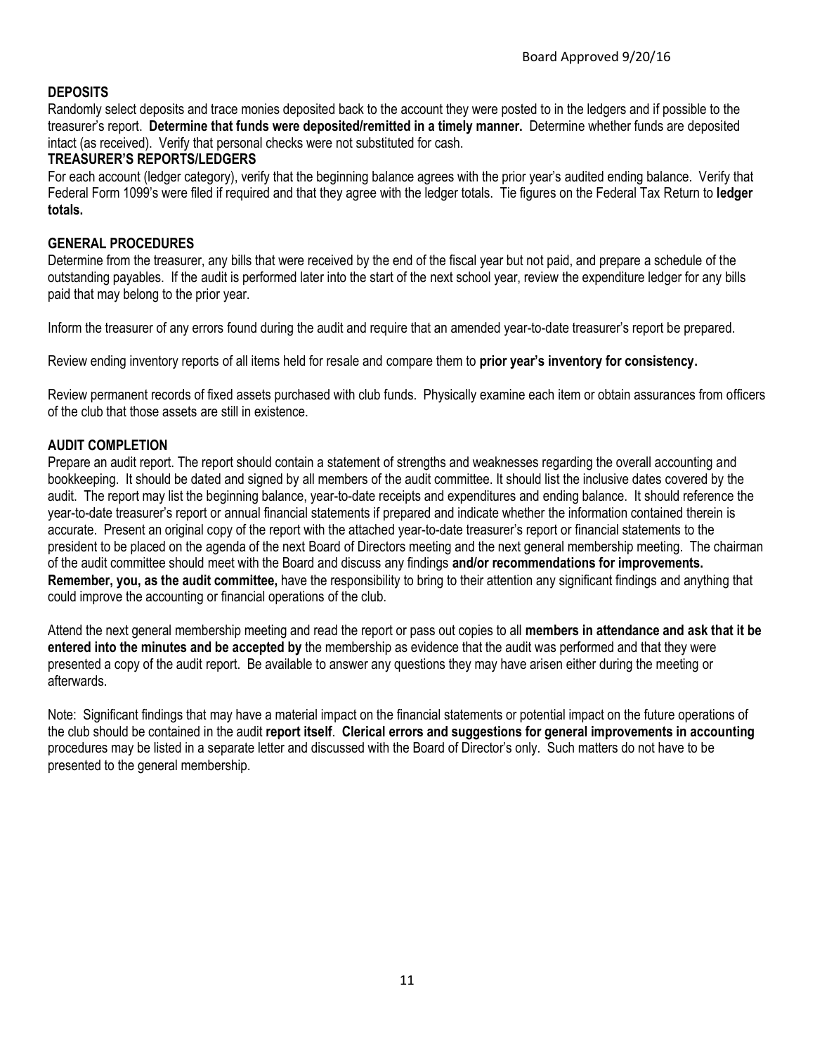Board Approved 9/20/16

**DEPOSITS**

Randomly select deposits and trace monies deposited back to the account they were posted to in the ledgers and if possible to the treasurer's report. **Determine that funds were deposited/remitted in a timely manner.** Determine whether funds are deposited intact (as received). Verify that personal checks were not substituted for cash.

**TREASURER'S REPORTS/LEDGERS**

For each account (ledger category), verify that the beginning balance agrees with the prior year's audited ending balance. Verify that Federal Form 1099's were filed if required and that they agree with the ledger totals. Tie figures on the Federal Tax Return to **ledger totals.**

**GENERAL PROCEDURES**

Determine from the treasurer, any bills that were received by the end of the fiscal year but not paid, and prepare a schedule of the outstanding payables. If the audit is performed later into the start of the next school year, review the expenditure ledger for any bills paid that may belong to the prior year.

Inform the treasurer of any errors found during the audit and require that an amended year-to-date treasurer's report be prepared.

Review ending inventory reports of all items held for resale and compare them to **prior year's inventory for consistency.**

Review permanent records of fixed assets purchased with club funds. Physically examine each item or obtain assurances from officers of the club that those assets are still in existence.

**AUDIT COMPLETION**

Prepare an audit report. The report should contain a statement of strengths and weaknesses regarding the overall accounting and bookkeeping. It should be dated and signed by all members of the audit committee. It should list the inclusive dates covered by the audit. The report may list the beginning balance, year-to-date receipts and expenditures and ending balance. It should reference the year-to-date treasurer's report or annual financial statements if prepared and indicate whether the information contained therein is accurate. Present an original copy of the report with the attached year-to-date treasurer's report or financial statements to the president to be placed on the agenda of the next Board of Directors meeting and the next general membership meeting. The chairman of the audit committee should meet with the Board and discuss any findings **and/or recommendations for improvements. Remember, you, as the audit committee,** have the responsibility to bring to their attention any significant findings and anything that could improve the accounting or financial operations of the club.

Attend the next general membership meeting and read the report or pass out copies to all **members in attendance and ask that it be entered into the minutes and be accepted by** the membership as evidence that the audit was performed and that they were presented a copy of the audit report. Be available to answer any questions they may have arisen either during the meeting or afterwards.

Note: Significant findings that may have a material impact on the financial statements or potential impact on the future operations of the club should be contained in the audit **report itself**. **Clerical errors and suggestions for general improvements in accounting** procedures may be listed in a separate letter and discussed with the Board of Director's only. Such matters do not have to be presented to the general membership.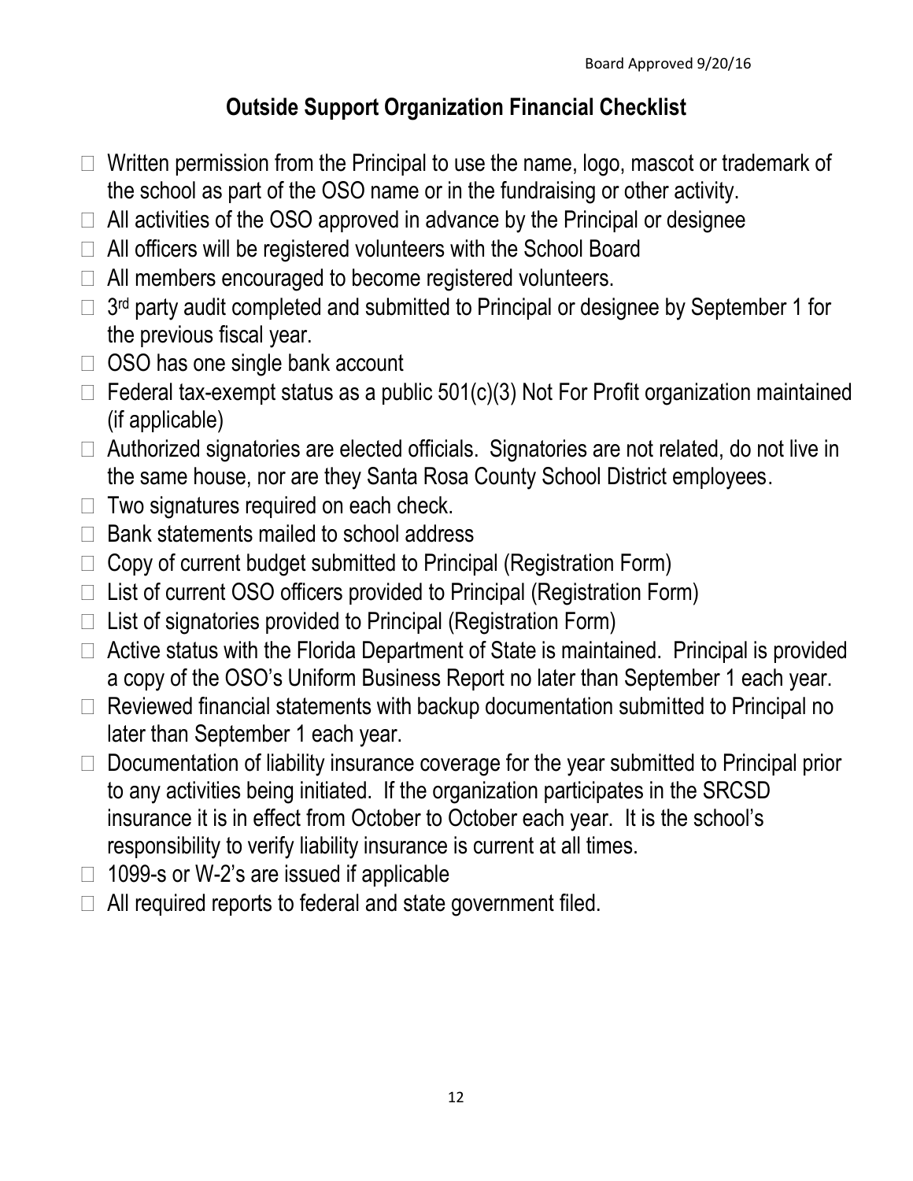Board Approved 9/20/16

# Outside Support Organization Financial Checklist

- ☐ Written permission from the Principal to use the name, logo, mascot or trademark of the school as part of the OSO name or in the fundraising or other activity.
- ☐ All activities of the OSO approved in advance by the Principal or designee
- ☐ All officers will be registered volunteers with the School Board
- ☐ All members encouraged to become registered volunteers.
- ☐ 3rd party audit completed and submitted to Principal or designee by September 1 for the previous fiscal year.
- ☐ OSO has one single bank account
- ☐ Federal tax-exempt status as a public 501(c)(3) Not For Profit organization maintained (if applicable)
- ☐ Authorized signatories are elected officials. Signatories are not related, do not live in the same house, nor are they Santa Rosa County School District employees.
- ☐ Two signatures required on each check.
- ☐ Bank statements mailed to school address
- ☐ Copy of current budget submitted to Principal (Registration Form)
- ☐ List of current OSO officers provided to Principal (Registration Form)
- ☐ List of signatories provided to Principal (Registration Form)
- ☐ Active status with the Florida Department of State is maintained. Principal is provided a copy of the OSO's Uniform Business Report no later than September 1 each year.
- ☐ Reviewed financial statements with backup documentation submitted to Principal no later than September 1 each year.
- ☐ Documentation of liability insurance coverage for the year submitted to Principal prior to any activities being initiated. If the organization participates in the SRCSD insurance it is in effect from October to October each year. It is the school's responsibility to verify liability insurance is current at all times.
- ☐ 1099-s or W-2's are issued if applicable
- ☐ All required reports to federal and state government filed.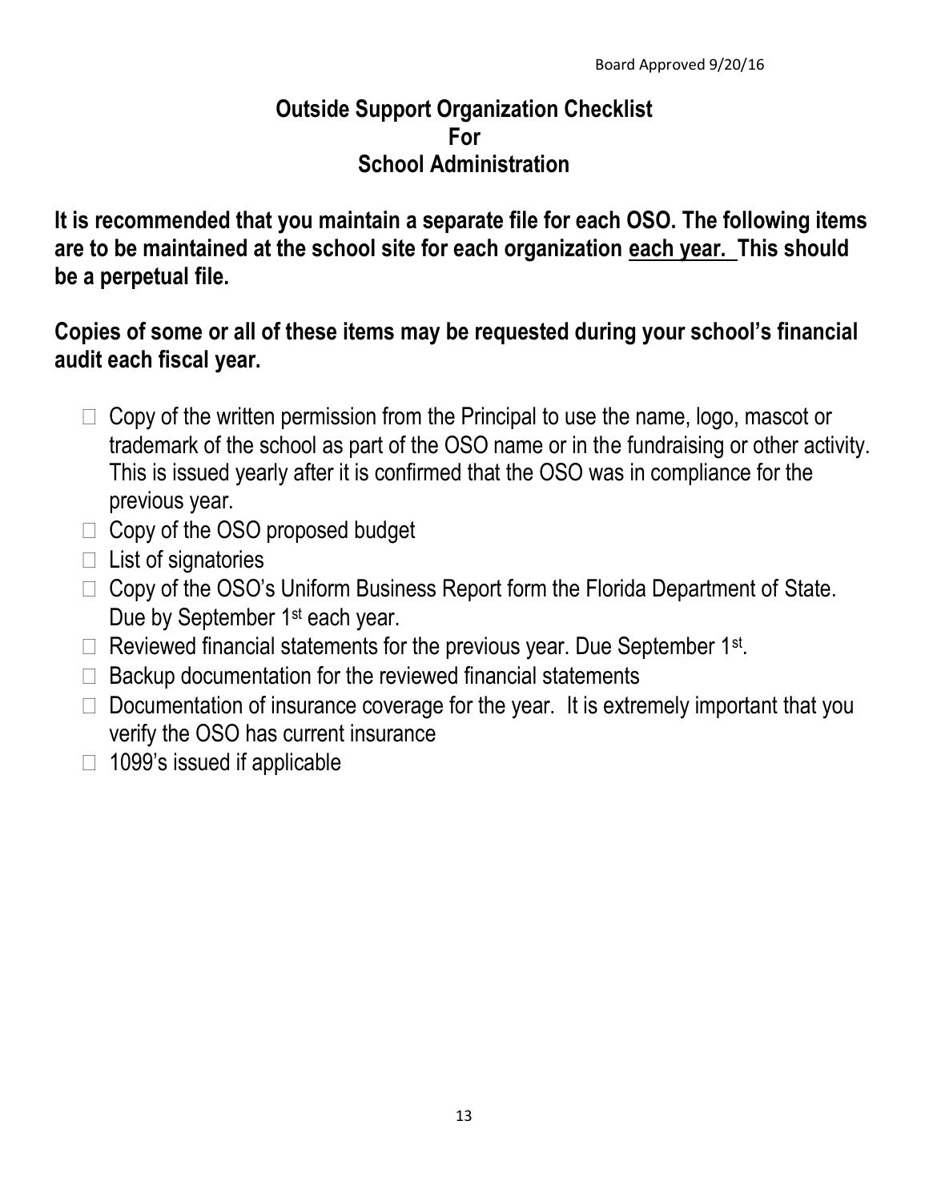Board Approved 9/20/16

# Outside Support Organization Checklist For School Administration

**It is recommended that you maintain a separate file for each OSO. The following items are to be maintained at the school site for each organization <u>each year.</u> This should be a perpetual file.**

**Copies of some or all of these items may be requested during your school's financial audit each fiscal year.**

- ☐ Copy of the written permission from the Principal to use the name, logo, mascot or trademark of the school as part of the OSO name or in the fundraising or other activity. This is issued yearly after it is confirmed that the OSO was in compliance for the previous year.
- ☐ Copy of the OSO proposed budget
- ☐ List of signatories
- ☐ Copy of the OSO's Uniform Business Report form the Florida Department of State. Due by September 1st each year.
- ☐ Reviewed financial statements for the previous year. Due September 1st.
- ☐ Backup documentation for the reviewed financial statements
- ☐ Documentation of insurance coverage for the year. It is extremely important that you verify the OSO has current insurance
- ☐ 1099's issued if applicable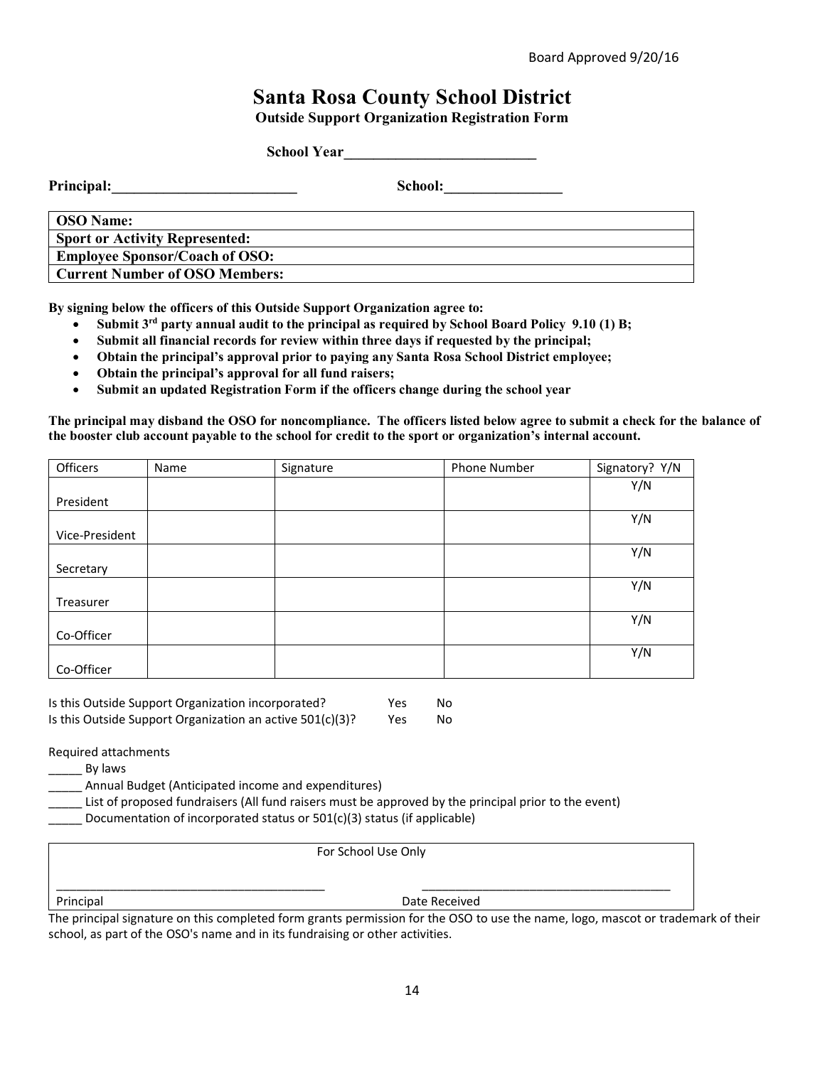Board Approved 9/20/16

# Santa Rosa County School District

**Outside Support Organization Registration Form**

**School Year___________________________**

**Principal:__________________________** **School:________________**

| | |
|---|---|
| **OSO Name:** | |
| **Sport or Activity Represented:** | |
| **Employee Sponsor/Coach of OSO:** | |
| **Current Number of OSO Members:** | |

**By signing below the officers of this Outside Support Organization agree to:**

- **Submit 3rd party annual audit to the principal as required by School Board Policy 9.10 (1) B;**
- **Submit all financial records for review within three days if requested by the principal;**
- **Obtain the principal's approval prior to paying any Santa Rosa School District employee;**
- **Obtain the principal's approval for all fund raisers;**
- **Submit an updated Registration Form if the officers change during the school year**

**The principal may disband the OSO for noncompliance. The officers listed below agree to submit a check for the balance of the booster club account payable to the school for credit to the sport or organization's internal account.**

| Officers | Name | Signature | Phone Number | Signatory? Y/N |
|---|---|---|---|---|
| President | | | | Y/N |
| Vice-President | | | | Y/N |
| Secretary | | | | Y/N |
| Treasurer | | | | Y/N |
| Co-Officer | | | | Y/N |
| Co-Officer | | | | Y/N |

Is this Outside Support Organization incorporated? Yes No

Is this Outside Support Organization an active 501(c)(3)? Yes No

Required attachments

_____ By laws

_____ Annual Budget (Anticipated income and expenditures)

_____ List of proposed fundraisers (All fund raisers must be approved by the principal prior to the event)

_____ Documentation of incorporated status or 501(c)(3) status (if applicable)

| For School Use Only | |
|---|---|
| ________________________________________ | ________________________________________ |
| Principal | Date Received |

The principal signature on this completed form grants permission for the OSO to use the name, logo, mascot or trademark of their school, as part of the OSO's name and in its fundraising or other activities.